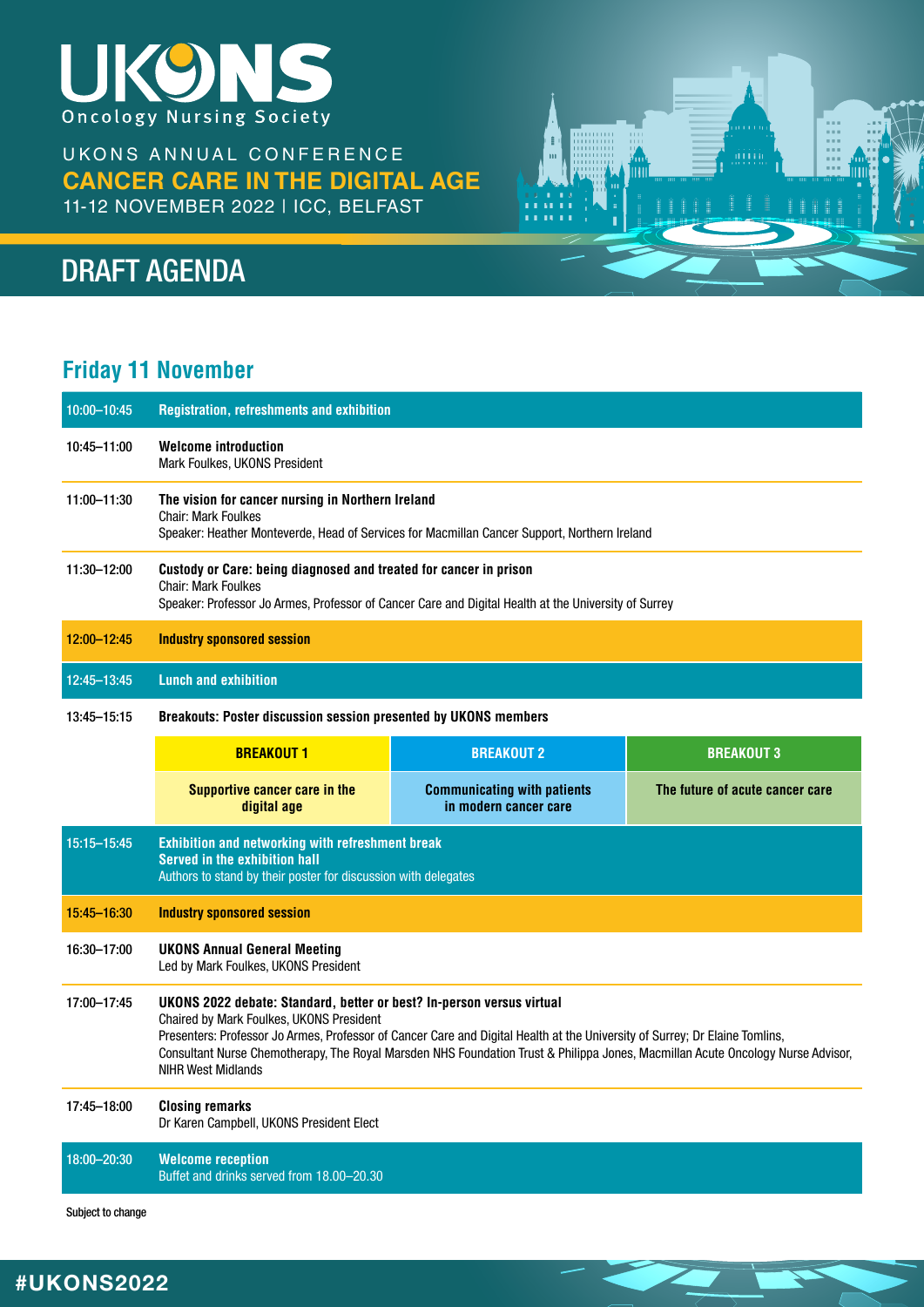# UKONS

Oncology Nursing Society

UKONS ANNUAL CONFERENCE

## CANCER CARE IN THE DIGITAL AGE

11-12 NOVEMBER 2022 | ICC, BELFAST

# DRAFT AGENDA

## Friday 11 November

| Time | Session |
|---|---|
| 10:00–10:45 | **Registration, refreshments and exhibition** |
| 10:45–11:00 | **Welcome introduction**<br>Mark Foulkes, UKONS President |
| 11:00–11:30 | **The vision for cancer nursing in Northern Ireland**<br>Chair: Mark Foulkes<br>Speaker: Heather Monteverde, Head of Services for Macmillan Cancer Support, Northern Ireland |
| 11:30–12:00 | **Custody or Care: being diagnosed and treated for cancer in prison**<br>Chair: Mark Foulkes<br>Speaker: Professor Jo Armes, Professor of Cancer Care and Digital Health at the University of Surrey |
| 12:00–12:45 | **Industry sponsored session** |
| 12:45–13:45 | **Lunch and exhibition** |
| 13:45–15:15 | **Breakouts: Poster discussion session presented by UKONS members** |

| BREAKOUT 1 | BREAKOUT 2 | BREAKOUT 3 |
|---|---|---|
| **Supportive cancer care in the digital age** | **Communicating with patients in modern cancer care** | **The future of acute cancer care** |

| Time | Session |
|---|---|
| 15:15–15:45 | **Exhibition and networking with refreshment break**<br>**Served in the exhibition hall**<br>Authors to stand by their poster for discussion with delegates |
| 15:45–16:30 | **Industry sponsored session** |
| 16:30–17:00 | **UKONS Annual General Meeting**<br>Led by Mark Foulkes, UKONS President |
| 17:00–17:45 | **UKONS 2022 debate: Standard, better or best? In-person versus virtual**<br>Chaired by Mark Foulkes, UKONS President<br>Presenters: Professor Jo Armes, Professor of Cancer Care and Digital Health at the University of Surrey; Dr Elaine Tomlins, Consultant Nurse Chemotherapy, The Royal Marsden NHS Foundation Trust & Philippa Jones, Macmillan Acute Oncology Nurse Advisor, NIHR West Midlands |
| 17:45–18:00 | **Closing remarks**<br>Dr Karen Campbell, UKONS President Elect |
| 18:00–20:30 | **Welcome reception**<br>Buffet and drinks served from 18.00–20.30 |

Subject to change

#UKONS2022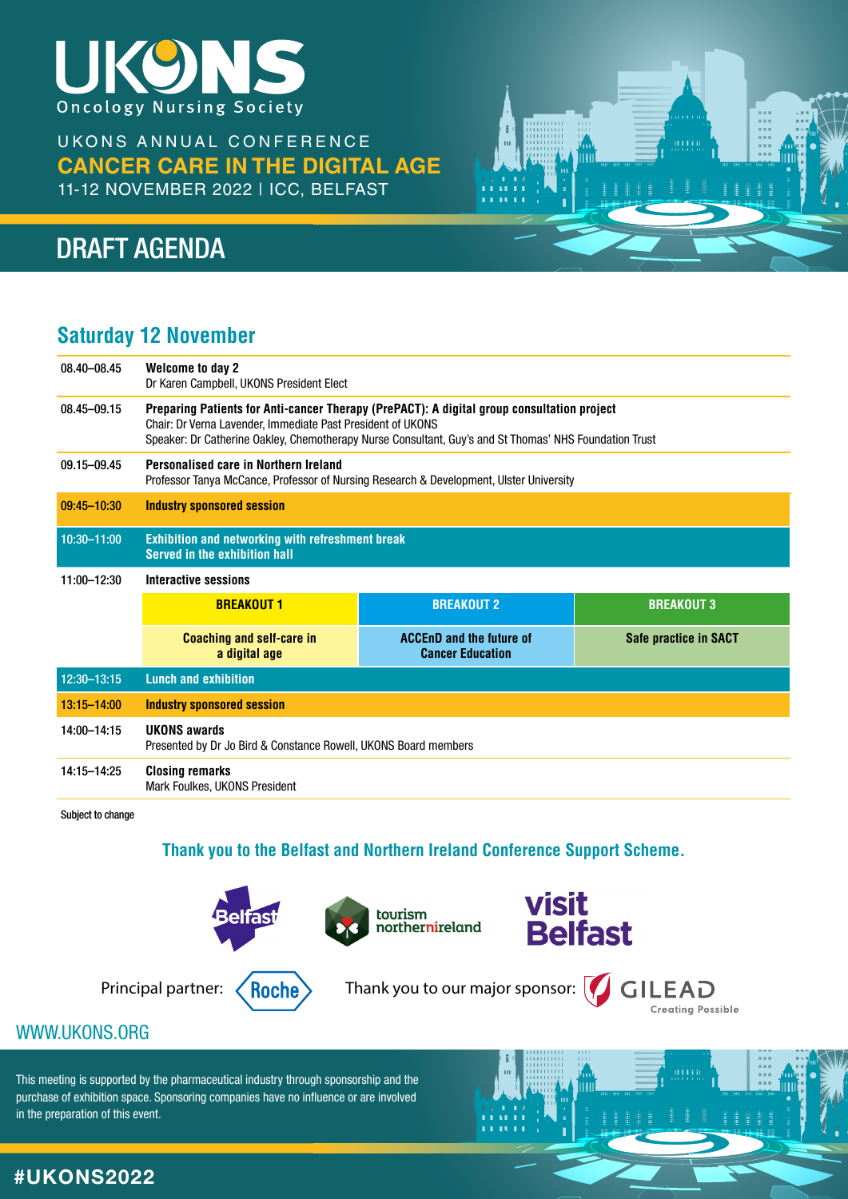# UKONS Oncology Nursing Society

UKONS ANNUAL CONFERENCE

**CANCER CARE IN THE DIGITAL AGE**

11-12 NOVEMBER 2022 | ICC, BELFAST

## DRAFT AGENDA

### Saturday 12 November

| | | | |
|---|---|---|---|
| 08.40–08.45 | **Welcome to day 2**<br>Dr Karen Campbell, UKONS President Elect | | |
| 08.45–09.15 | **Preparing Patients for Anti-cancer Therapy (PrePACT): A digital group consultation project**<br>Chair: Dr Verna Lavender, Immediate Past President of UKONS<br>Speaker: Dr Catherine Oakley, Chemotherapy Nurse Consultant, Guy's and St Thomas' NHS Foundation Trust | | |
| 09.15–09.45 | **Personalised care in Northern Ireland**<br>Professor Tanya McCance, Professor of Nursing Research & Development, Ulster University | | |
| 09:45–10:30 | **Industry sponsored session** | | |
| 10:30–11:00 | **Exhibition and networking with refreshment break**<br>**Served in the exhibition hall** | | |
| 11:00–12:30 | **Interactive sessions** | | |
| | **BREAKOUT 1** | **BREAKOUT 2** | **BREAKOUT 3** |
| | **Coaching and self-care in a digital age** | **ACCEnD and the future of Cancer Education** | **Safe practice in SACT** |
| 12:30–13:15 | **Lunch and exhibition** | | |
| 13:15–14:00 | **Industry sponsored session** | | |
| 14:00–14:15 | **UKONS awards**<br>Presented by Dr Jo Bird & Constance Rowell, UKONS Board members | | |
| 14:15–14:25 | **Closing remarks**<br>Mark Foulkes, UKONS President | | |

Subject to change

**Thank you to the Belfast and Northern Ireland Conference Support Scheme.**

Belfast | tourism northernireland | visit Belfast

Principal partner: Roche

Thank you to our major sponsor: GILEAD Creating Possible

WWW.UKONS.ORG

This meeting is supported by the pharmaceutical industry through sponsorship and the purchase of exhibition space. Sponsoring companies have no influence or are involved in the preparation of this event.

**#UKONS2022**